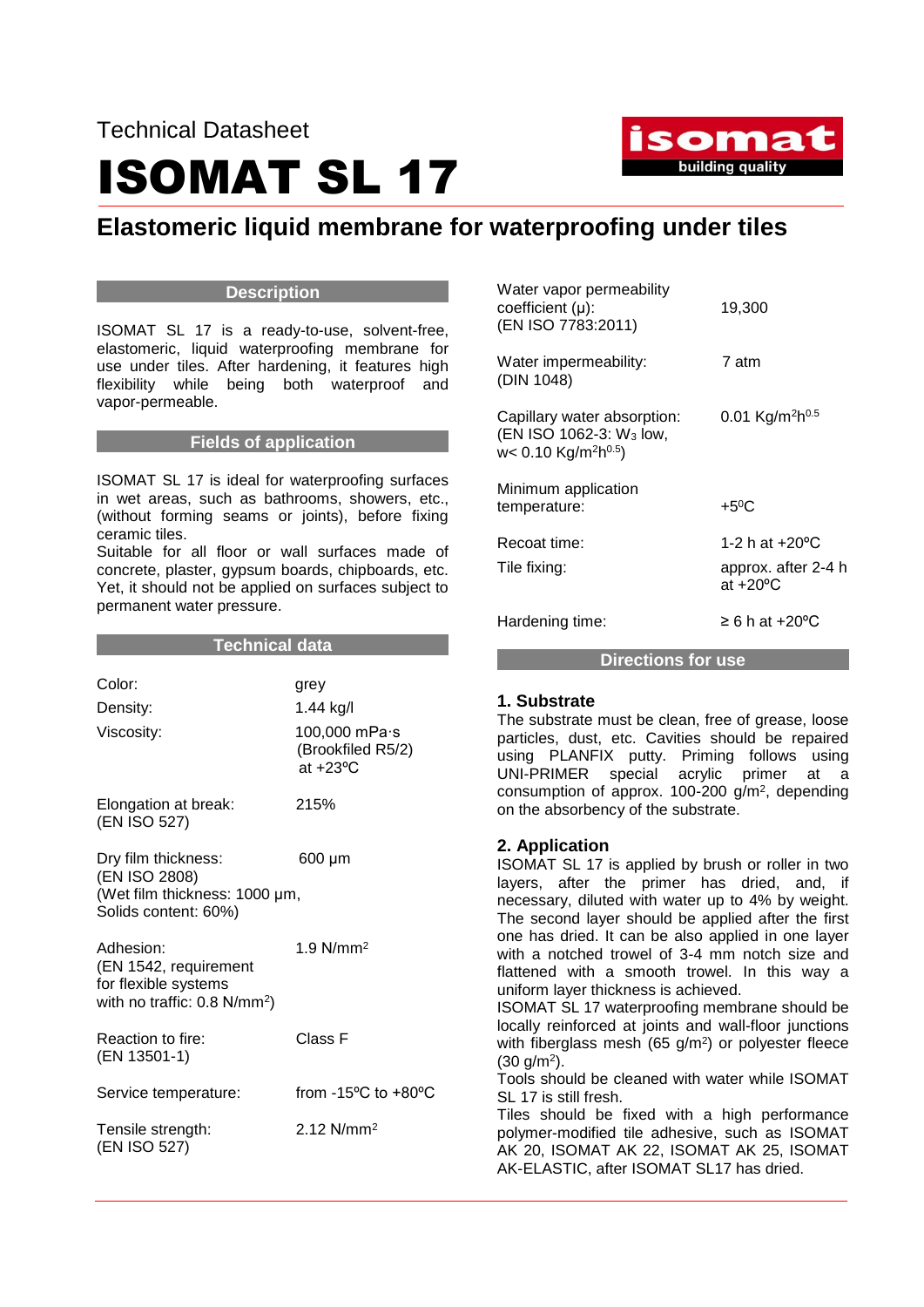Technical Datasheet

# ISOMAT SL 17

## Elastomeric liquid membrane for waterproofing under tiles

### Description

ISOMAT SL 17 is a ready-to-use, solvent-free, elastomeric, liquid waterproofing membrane for use under tiles. After hardening, it features high flexibility while being both waterproof and vapor-permeable.

### Fields of application

ISOMAT SL 17 is ideal for waterproofing surfaces in wet areas, such as bathrooms, showers, etc., (without forming seams or joints), before fixing ceramic tiles.
Suitable for all floor or wall surfaces made of concrete, plaster, gypsum boards, chipboards, etc. Yet, it should not be applied on surfaces subject to permanent water pressure.

### Technical data

| | |
|---|---|
| Color: | grey |
| Density: | 1.44 kg/l |
| Viscosity: | 100,000 mPa·s (Brookfiled R5/2) at +23ºC |
| Elongation at break: (EN ISO 527) | 215% |
| Dry film thickness: (EN ISO 2808) (Wet film thickness: 1000 μm, Solids content: 60%) | 600 μm |
| Adhesion: (EN 1542, requirement for flexible systems with no traffic: 0.8 N/mm$^2$) | 1.9 N/mm$^2$ |
| Reaction to fire: (EN 13501-1) | Class F |
| Service temperature: | from -15ºC to +80ºC |
| Tensile strength: (EN ISO 527) | 2.12 N/mm$^2$ |
| Water vapor permeability coefficient (μ): (EN ISO 7783:2011) | 19,300 |
| Water impermeability: (DIN 1048) | 7 atm |
| Capillary water absorption: (EN ISO 1062-3: $W_3$ low, w< 0.10 Kg/m$^2$h$^{0.5}$) | 0.01 Kg/m$^2$h$^{0.5}$ |
| Minimum application temperature: | +5ºC |
| Recoat time: | 1-2 h at +20ºC |
| Tile fixing: | approx. after 2-4 h at +20ºC |
| Hardening time: | ≥ 6 h at +20ºC |

### Directions for use

**1. Substrate**

The substrate must be clean, free of grease, loose particles, dust, etc. Cavities should be repaired using PLANFIX putty. Priming follows using UNI-PRIMER special acrylic primer at a consumption of approx. 100-200 g/m$^2$, depending on the absorbency of the substrate.

**2. Application**

ISOMAT SL 17 is applied by brush or roller in two layers, after the primer has dried, and, if necessary, diluted with water up to 4% by weight. The second layer should be applied after the first one has dried. It can be also applied in one layer with a notched trowel of 3-4 mm notch size and flattened with a smooth trowel. In this way a uniform layer thickness is achieved.
ISOMAT SL 17 waterproofing membrane should be locally reinforced at joints and wall-floor junctions with fiberglass mesh (65 g/m$^2$) or polyester fleece (30 g/m$^2$).
Tools should be cleaned with water while ISOMAT SL 17 is still fresh.
Tiles should be fixed with a high performance polymer-modified tile adhesive, such as ISOMAT AK 20, ISOMAT AK 22, ISOMAT AK 25, ISOMAT AK-ELASTIC, after ISOMAT SL17 has dried.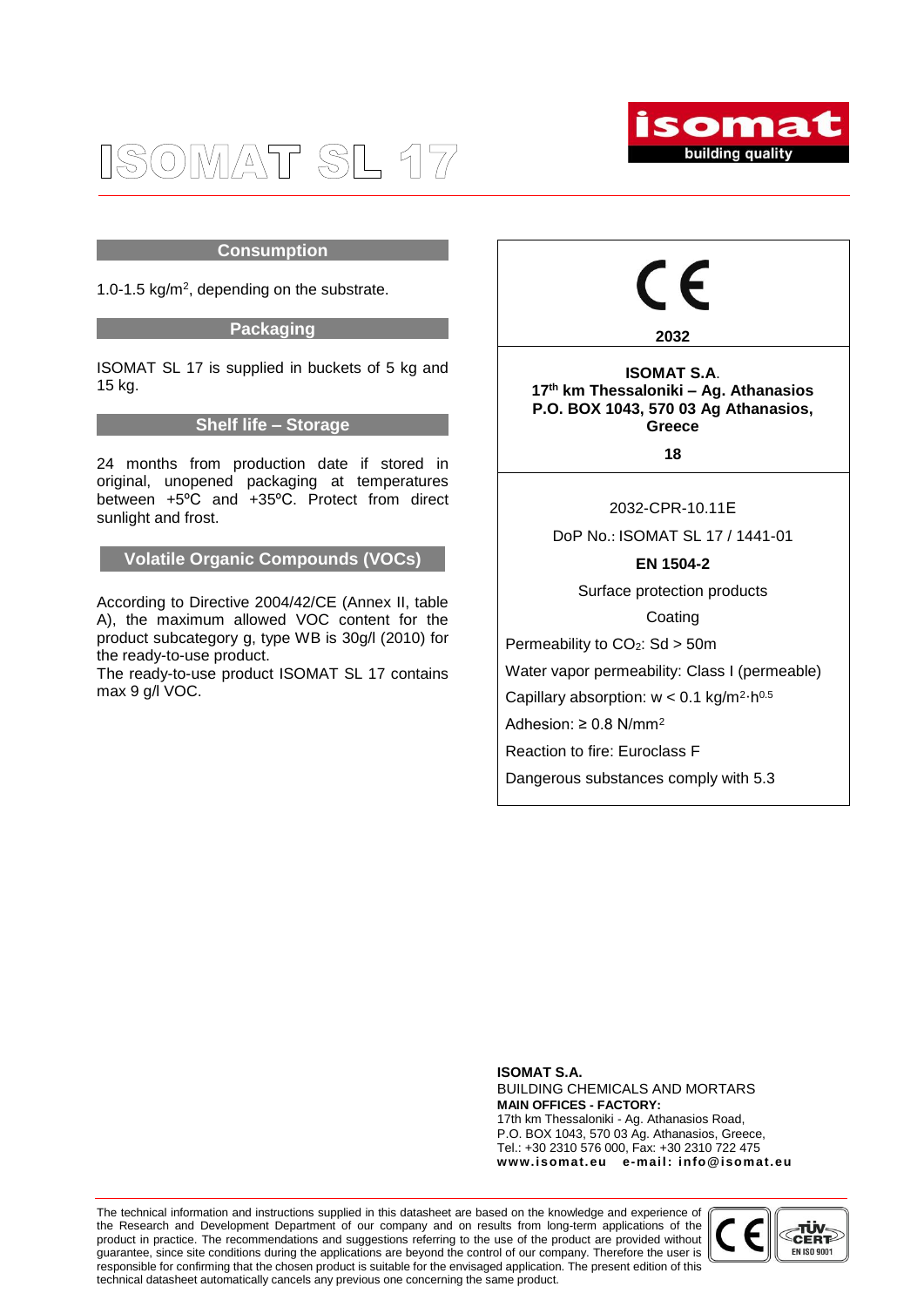# ISOMAT SL 17

## Consumption

1.0-1.5 kg/m$^2$, depending on the substrate.

## Packaging

ISOMAT SL 17 is supplied in buckets of 5 kg and 15 kg.

## Shelf life – Storage

24 months from production date if stored in original, unopened packaging at temperatures between +5ºC and +35ºC. Protect from direct sunlight and frost.

## Volatile Organic Compounds (VOCs)

According to Directive 2004/42/CE (Annex II, table A), the maximum allowed VOC content for the product subcategory g, type WB is 30g/l (2010) for the ready-to-use product.
The ready-to-use product ISOMAT SL 17 contains max 9 g/l VOC.

CE

**2032**

**ISOMAT S.A.**
**17th km Thessaloniki – Ag. Athanasios**
**P.O. BOX 1043, 570 03 Ag Athanasios, Greece**

**18**

2032-CPR-10.11E

DoP No.: ISOMAT SL 17 / 1441-01

**EN 1504-2**

Surface protection products

Coating

Permeability to $CO_2$: Sd > 50m

Water vapor permeability: Class I (permeable)

Capillary absorption: w < 0.1 kg/m$^2$·h$^{0.5}$

Adhesion: ≥ 0.8 N/mm$^2$

Reaction to fire: Euroclass F

Dangerous substances comply with 5.3

**ISOMAT S.A.**
BUILDING CHEMICALS AND MORTARS
**MAIN OFFICES - FACTORY:**
17th km Thessaloniki - Ag. Athanasios Road,
P.O. BOX 1043, 570 03 Ag. Athanasios, Greece,
Tel.: +30 2310 576 000, Fax: +30 2310 722 475
**www.isomat.eu e-mail: info@isomat.eu**

The technical information and instructions supplied in this datasheet are based on the knowledge and experience of the Research and Development Department of our company and on results from long-term applications of the product in practice. The recommendations and suggestions referring to the use of the product are provided without guarantee, since site conditions during the applications are beyond the control of our company. Therefore the user is responsible for confirming that the chosen product is suitable for the envisaged application. The present edition of this technical datasheet automatically cancels any previous one concerning the same product.